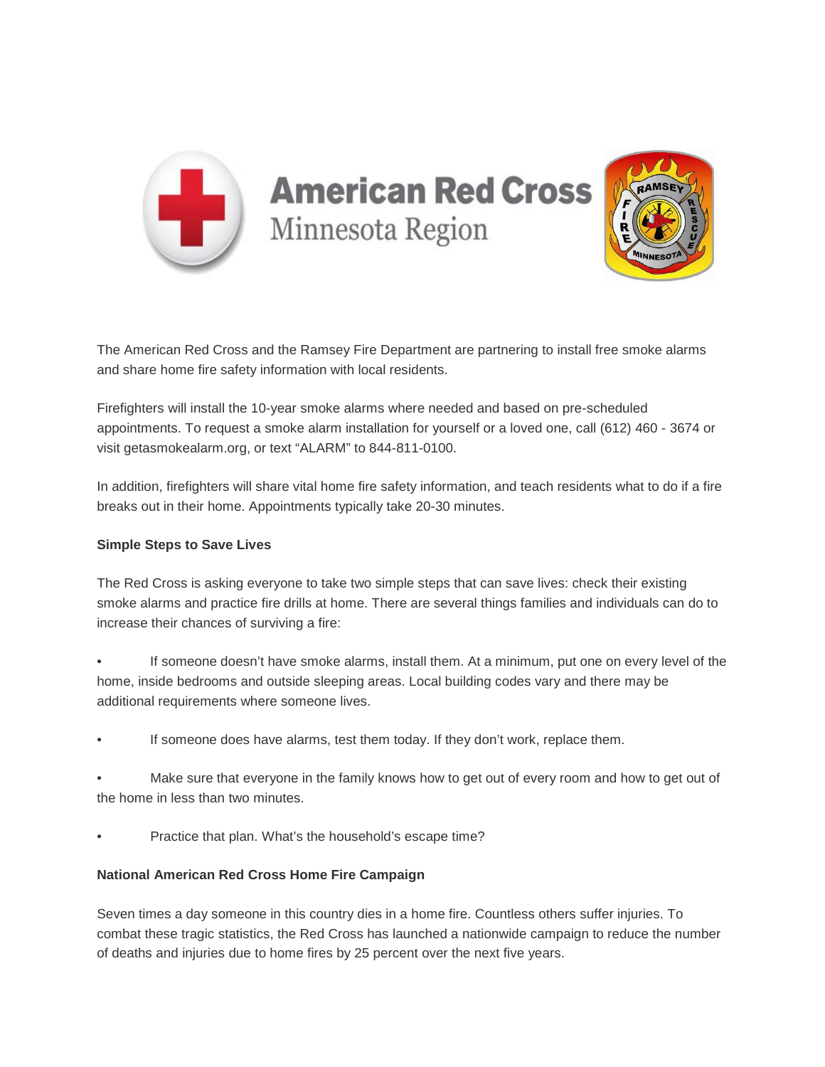American Red Cross
Minnesota Region

The American Red Cross and the Ramsey Fire Department are partnering to install free smoke alarms and share home fire safety information with local residents.

Firefighters will install the 10-year smoke alarms where needed and based on pre-scheduled appointments. To request a smoke alarm installation for yourself or a loved one, call (612) 460 - 3674 or visit getasmokealarm.org, or text "ALARM" to 844-811-0100.

In addition, firefighters will share vital home fire safety information, and teach residents what to do if a fire breaks out in their home. Appointments typically take 20-30 minutes.

**Simple Steps to Save Lives**

The Red Cross is asking everyone to take two simple steps that can save lives: check their existing smoke alarms and practice fire drills at home. There are several things families and individuals can do to increase their chances of surviving a fire:

- If someone doesn't have smoke alarms, install them. At a minimum, put one on every level of the home, inside bedrooms and outside sleeping areas. Local building codes vary and there may be additional requirements where someone lives.
- If someone does have alarms, test them today. If they don't work, replace them.
- Make sure that everyone in the family knows how to get out of every room and how to get out of the home in less than two minutes.
- Practice that plan. What's the household's escape time?

**National American Red Cross Home Fire Campaign**

Seven times a day someone in this country dies in a home fire. Countless others suffer injuries. To combat these tragic statistics, the Red Cross has launched a nationwide campaign to reduce the number of deaths and injuries due to home fires by 25 percent over the next five years.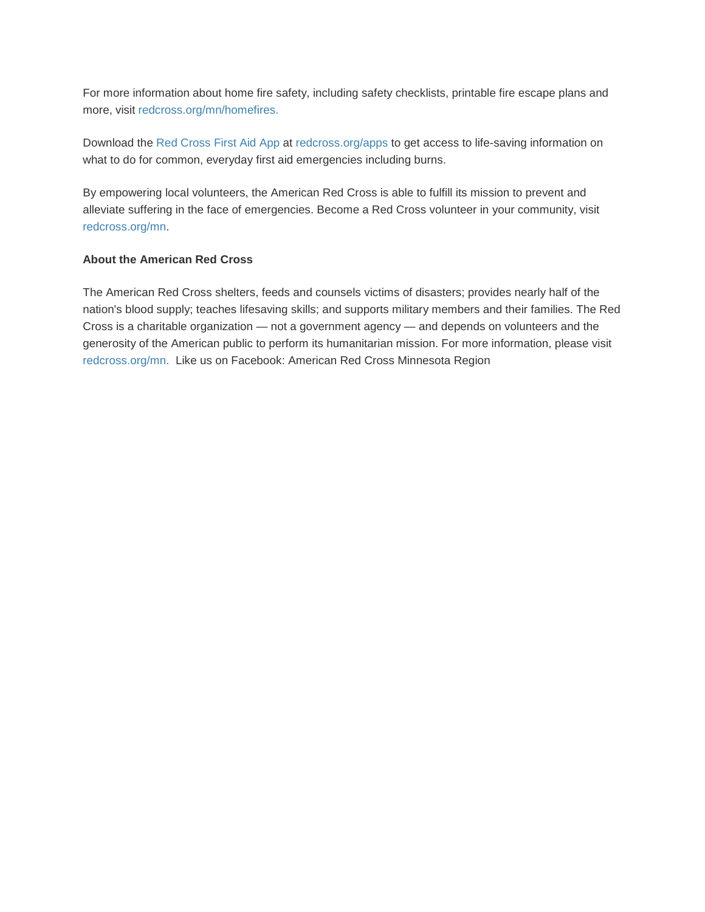For more information about home fire safety, including safety checklists, printable fire escape plans and more, visit redcross.org/mn/homefires.

Download the Red Cross First Aid App at redcross.org/apps to get access to life-saving information on what to do for common, everyday first aid emergencies including burns.

By empowering local volunteers, the American Red Cross is able to fulfill its mission to prevent and alleviate suffering in the face of emergencies. Become a Red Cross volunteer in your community, visit redcross.org/mn.

**About the American Red Cross**

The American Red Cross shelters, feeds and counsels victims of disasters; provides nearly half of the nation's blood supply; teaches lifesaving skills; and supports military members and their families. The Red Cross is a charitable organization — not a government agency — and depends on volunteers and the generosity of the American public to perform its humanitarian mission. For more information, please visit redcross.org/mn.  Like us on Facebook: American Red Cross Minnesota Region